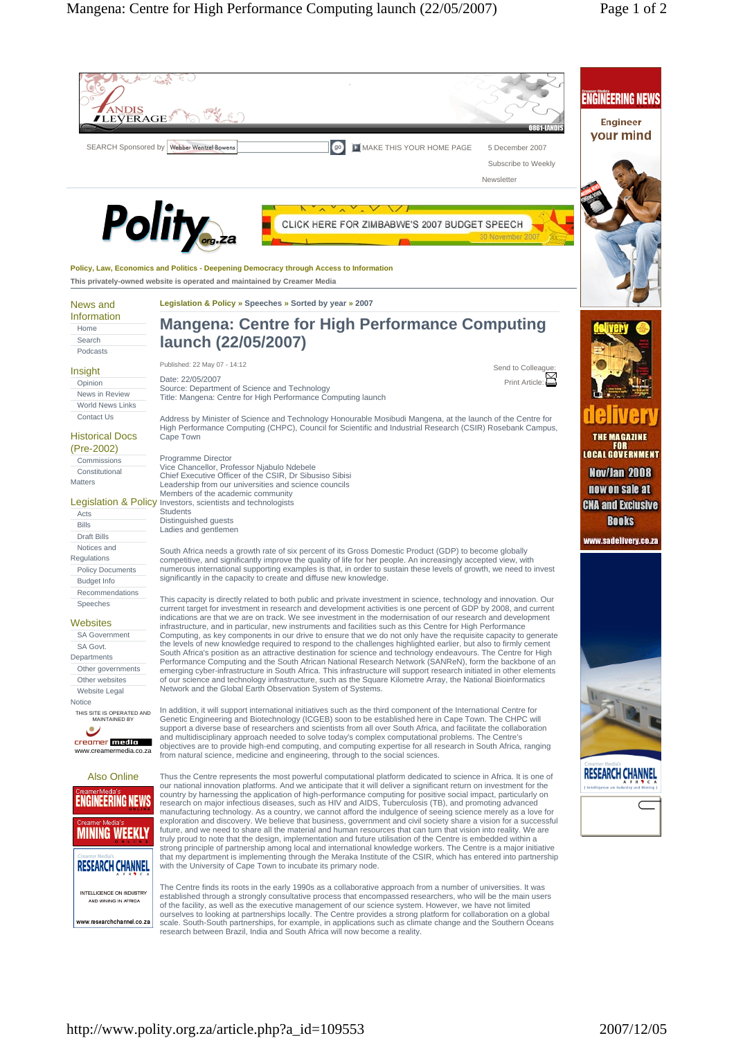Policy, Law, Economics and Politics - Deepening Democracy through Access to Information

This privately-owned website is operated and maintained by Creamer Media

Legislation & Policy » Speeches » Sorted by year » 2007

# Mangena: Centre for High Performance Computing launch (22/05/2007)

Published: 22 May 07 - 14:12

Date: 22/05/2007
Source: Department of Science and Technology
Title: Mangena: Centre for High Performance Computing launch

Address by Minister of Science and Technology Honourable Mosibudi Mangena, at the launch of the Centre for High Performance Computing (CHPC), Council for Scientific and Industrial Research (CSIR) Rosebank Campus, Cape Town

Programme Director
Vice Chancellor, Professor Njabulo Ndebele
Chief Executive Officer of the CSIR, Dr Sibusiso Sibisi
Leadership from our universities and science councils
Members of the academic community
Investors, scientists and technologists
Students
Distinguished guests
Ladies and gentlemen

South Africa needs a growth rate of six percent of its Gross Domestic Product (GDP) to become globally competitive, and significantly improve the quality of life for her people. An increasingly accepted view, with numerous international supporting examples is that, in order to sustain these levels of growth, we need to invest significantly in the capacity to create and diffuse new knowledge.

This capacity is directly related to both public and private investment in science, technology and innovation. Our current target for investment in research and development activities is one percent of GDP by 2008, and current indications are that we are on track. We see investment in the modernisation of our research and development infrastructure, and in particular, new instruments and facilities such as the Centre for High Performance Computing, as key components in our drive to ensure that we do not only have the requisite capacity to generate the levels of new knowledge required to respond to the challenges highlighted earlier, but also to firmly cement South Africa's position as an attractive destination for science and technology endeavours. The Centre for High Performance Computing and the South African National Research Network (SANReN), form the backbone of an emerging cyber-infrastructure in South Africa. This infrastructure will support research initiated in other elements of our science and technology infrastructure, such as the Square Kilometre Array, the National Bioinformatics Network and the Global Earth Observation System of Systems.

In addition, it will support international initiatives such as the third component of the International Centre for Genetic Engineering and Biotechnology (ICGEB) soon to be established here in Cape Town. The CHPC will support a diverse base of researchers and scientists from all over South Africa, and facilitate the collaboration and multidisciplinary approach needed to solve today's complex computational problems. The Centre's objectives are to provide high-end computing, and computing expertise for all research in South Africa, ranging from natural science, medicine and engineering, to the social sciences.

Thus the Centre represents the most powerful computational platform dedicated to science in Africa. It is one of our national innovation platforms. And we anticipate that it will deliver a significant return on investment for the country by harnessing the application of high-performance computing for positive social impact, particularly on research on major infectious diseases, such as HIV and AIDS, Tuberculosis (TB), and promoting advanced manufacturing technology. As a country, we cannot afford the indulgence of seeing science merely as a love for exploration and discovery. We believe that business, government and civil society share a vision for a successful future, and we need to share all the material and human resources that can turn that vision into reality. We are truly proud to note that the design, implementation and future utilisation of the Centre is embedded within a strong principle of partnership among local and international knowledge workers. The Centre is a major initiative that my department is implementing through the Meraka Institute of the CSIR, which has entered into partnership with the University of Cape Town to incubate its primary node.

The Centre finds its roots in the early 1990s as a collaborative approach from a number of universities. It was established through a strongly consultative process that encompassed researchers, who will be the main users of the facility, as well as the executive management of our science system. However, we have not limited ourselves to looking at partnerships locally. The Centre provides a strong platform for collaboration on a global scale. South-South partnerships, for example, in applications such as climate change and the Southern Oceans research between Brazil, India and South Africa will now become a reality.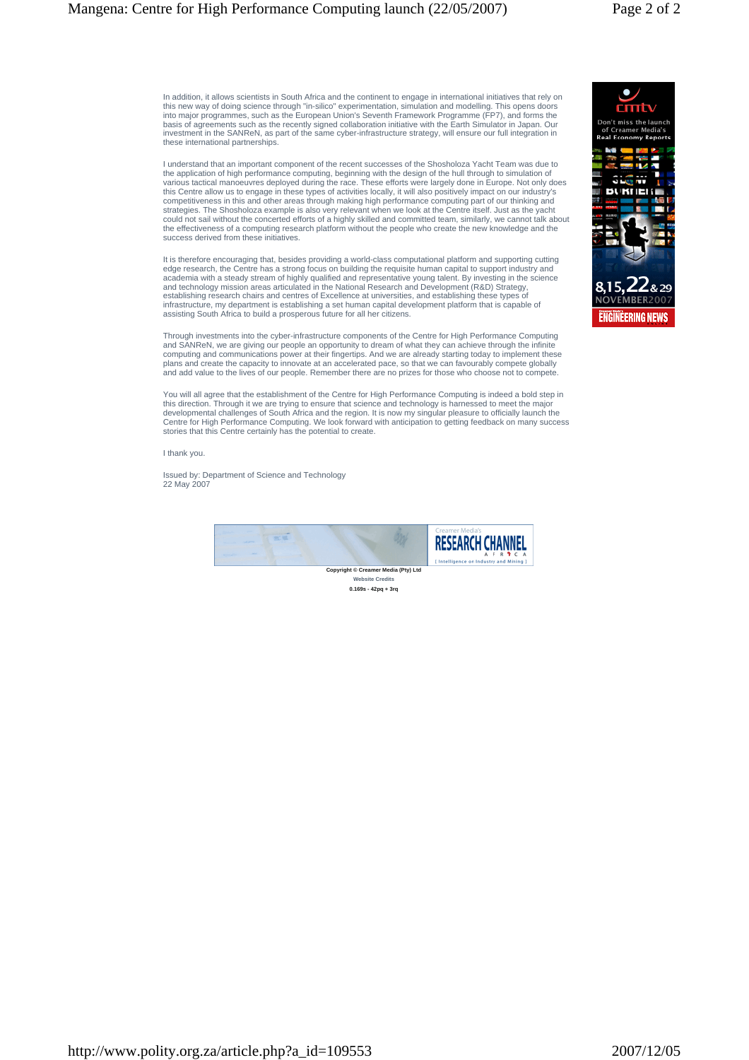In addition, it allows scientists in South Africa and the continent to engage in international initiatives that rely on this new way of doing science through "in-silico" experimentation, simulation and modelling. This opens doors into major programmes, such as the European Union's Seventh Framework Programme (FP7), and forms the basis of agreements such as the recently signed collaboration initiative with the Earth Simulator in Japan. Our investment in the SANReN, as part of the same cyber-infrastructure strategy, will ensure our full integration in these international partnerships.

I understand that an important component of the recent successes of the Shosholoza Yacht Team was due to the application of high performance computing, beginning with the design of the hull through to simulation of various tactical manoeuvres deployed during the race. These efforts were largely done in Europe. Not only does this Centre allow us to engage in these types of activities locally, it will also positively impact on our industry's competitiveness in this and other areas through making high performance computing part of our thinking and strategies. The Shosholoza example is also very relevant when we look at the Centre itself. Just as the yacht could not sail without the concerted efforts of a highly skilled and committed team, similarly, we cannot talk about the effectiveness of a computing research platform without the people who create the new knowledge and the success derived from these initiatives.

It is therefore encouraging that, besides providing a world-class computational platform and supporting cutting edge research, the Centre has a strong focus on building the requisite human capital to support industry and academia with a steady stream of highly qualified and representative young talent. By investing in the science and technology mission areas articulated in the National Research and Development (R&D) Strategy, establishing research chairs and centres of Excellence at universities, and establishing these types of infrastructure, my department is establishing a set human capital development platform that is capable of assisting South Africa to build a prosperous future for all her citizens.

Through investments into the cyber-infrastructure components of the Centre for High Performance Computing and SANReN, we are giving our people an opportunity to dream of what they can achieve through the infinite computing and communications power at their fingertips. And we are already starting today to implement these plans and create the capacity to innovate at an accelerated pace, so that we can favourably compete globally and add value to the lives of our people. Remember there are no prizes for those who choose not to compete.

You will all agree that the establishment of the Centre for High Performance Computing is indeed a bold step in this direction. Through it we are trying to ensure that science and technology is harnessed to meet the major developmental challenges of South Africa and the region. It is now my singular pleasure to officially launch the Centre for High Performance Computing. We look forward with anticipation to getting feedback on many success stories that this Centre certainly has the potential to create.

I thank you.

Issued by: Department of Science and Technology
22 May 2007

Copyright © Creamer Media (Pty) Ltd
Website Credits
0.169s - 42pq + 3rq